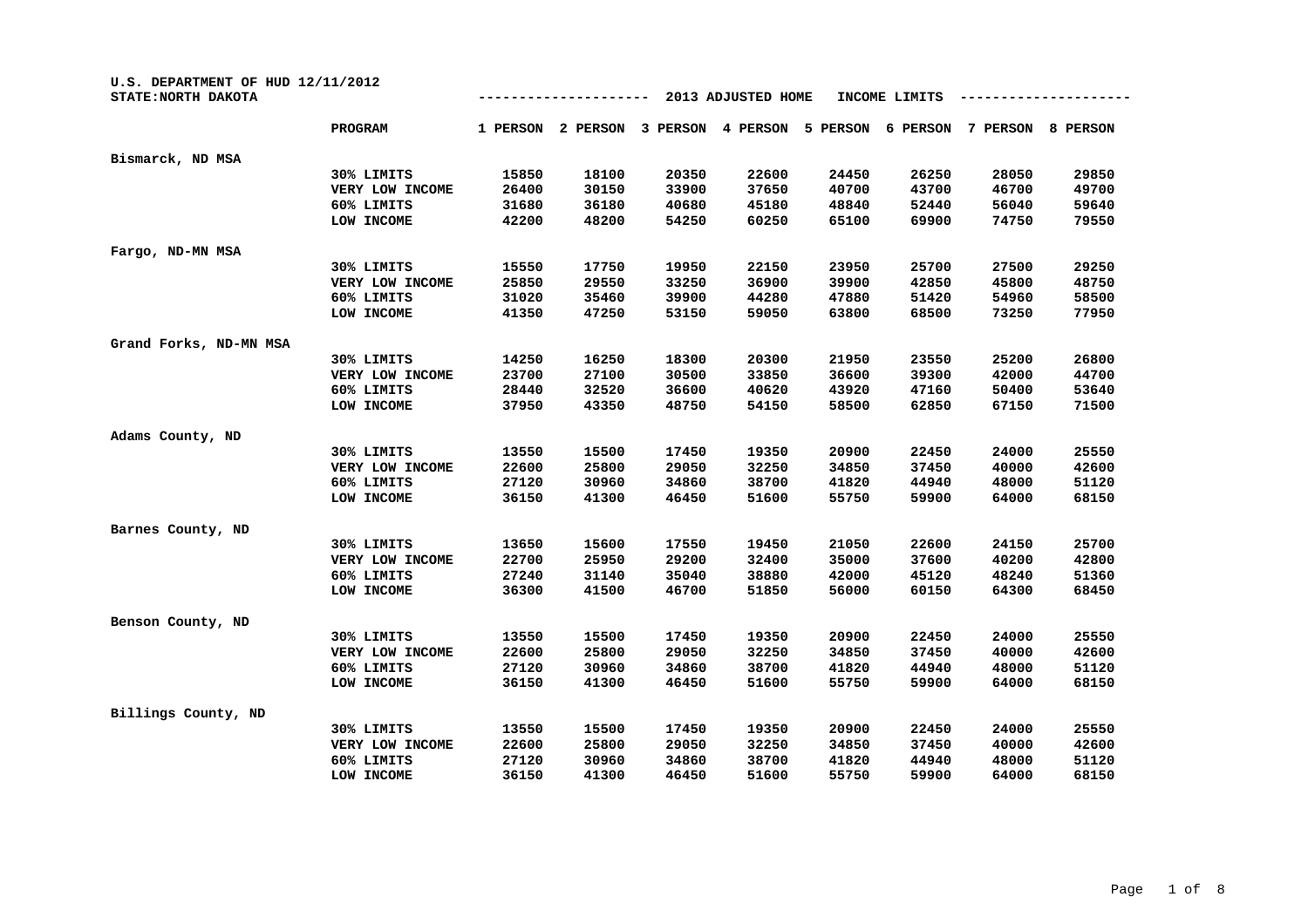U.S. DEPARTMENT OF HUD 12/11/2012
STATE:NORTH DAKOTA

## 2013 ADJUSTED HOME INCOME LIMITS

| | PROGRAM | 1 PERSON | 2 PERSON | 3 PERSON | 4 PERSON | 5 PERSON | 6 PERSON | 7 PERSON | 8 PERSON |
|---|---|---|---|---|---|---|---|---|---|
| **Bismarck, ND MSA** | | | | | | | | | |
| | 30% LIMITS | 15850 | 18100 | 20350 | 22600 | 24450 | 26250 | 28050 | 29850 |
| | VERY LOW INCOME | 26400 | 30150 | 33900 | 37650 | 40700 | 43700 | 46700 | 49700 |
| | 60% LIMITS | 31680 | 36180 | 40680 | 45180 | 48840 | 52440 | 56040 | 59640 |
| | LOW INCOME | 42200 | 48200 | 54250 | 60250 | 65100 | 69900 | 74750 | 79550 |
| **Fargo, ND-MN MSA** | | | | | | | | | |
| | 30% LIMITS | 15550 | 17750 | 19950 | 22150 | 23950 | 25700 | 27500 | 29250 |
| | VERY LOW INCOME | 25850 | 29550 | 33250 | 36900 | 39900 | 42850 | 45800 | 48750 |
| | 60% LIMITS | 31020 | 35460 | 39900 | 44280 | 47880 | 51420 | 54960 | 58500 |
| | LOW INCOME | 41350 | 47250 | 53150 | 59050 | 63800 | 68500 | 73250 | 77950 |
| **Grand Forks, ND-MN MSA** | | | | | | | | | |
| | 30% LIMITS | 14250 | 16250 | 18300 | 20300 | 21950 | 23550 | 25200 | 26800 |
| | VERY LOW INCOME | 23700 | 27100 | 30500 | 33850 | 36600 | 39300 | 42000 | 44700 |
| | 60% LIMITS | 28440 | 32520 | 36600 | 40620 | 43920 | 47160 | 50400 | 53640 |
| | LOW INCOME | 37950 | 43350 | 48750 | 54150 | 58500 | 62850 | 67150 | 71500 |
| **Adams County, ND** | | | | | | | | | |
| | 30% LIMITS | 13550 | 15500 | 17450 | 19350 | 20900 | 22450 | 24000 | 25550 |
| | VERY LOW INCOME | 22600 | 25800 | 29050 | 32250 | 34850 | 37450 | 40000 | 42600 |
| | 60% LIMITS | 27120 | 30960 | 34860 | 38700 | 41820 | 44940 | 48000 | 51120 |
| | LOW INCOME | 36150 | 41300 | 46450 | 51600 | 55750 | 59900 | 64000 | 68150 |
| **Barnes County, ND** | | | | | | | | | |
| | 30% LIMITS | 13650 | 15600 | 17550 | 19450 | 21050 | 22600 | 24150 | 25700 |
| | VERY LOW INCOME | 22700 | 25950 | 29200 | 32400 | 35000 | 37600 | 40200 | 42800 |
| | 60% LIMITS | 27240 | 31140 | 35040 | 38880 | 42000 | 45120 | 48240 | 51360 |
| | LOW INCOME | 36300 | 41500 | 46700 | 51850 | 56000 | 60150 | 64300 | 68450 |
| **Benson County, ND** | | | | | | | | | |
| | 30% LIMITS | 13550 | 15500 | 17450 | 19350 | 20900 | 22450 | 24000 | 25550 |
| | VERY LOW INCOME | 22600 | 25800 | 29050 | 32250 | 34850 | 37450 | 40000 | 42600 |
| | 60% LIMITS | 27120 | 30960 | 34860 | 38700 | 41820 | 44940 | 48000 | 51120 |
| | LOW INCOME | 36150 | 41300 | 46450 | 51600 | 55750 | 59900 | 64000 | 68150 |
| **Billings County, ND** | | | | | | | | | |
| | 30% LIMITS | 13550 | 15500 | 17450 | 19350 | 20900 | 22450 | 24000 | 25550 |
| | VERY LOW INCOME | 22600 | 25800 | 29050 | 32250 | 34850 | 37450 | 40000 | 42600 |
| | 60% LIMITS | 27120 | 30960 | 34860 | 38700 | 41820 | 44940 | 48000 | 51120 |
| | LOW INCOME | 36150 | 41300 | 46450 | 51600 | 55750 | 59900 | 64000 | 68150 |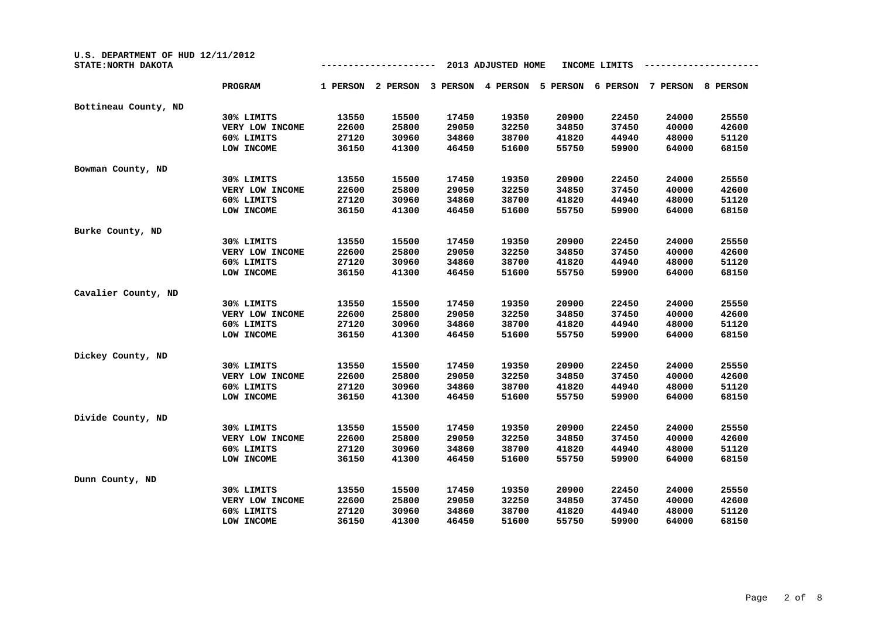U.S. DEPARTMENT OF HUD 12/11/2012
STATE:NORTH DAKOTA

2013 ADJUSTED HOME INCOME LIMITS

| | PROGRAM | 1 PERSON | 2 PERSON | 3 PERSON | 4 PERSON | 5 PERSON | 6 PERSON | 7 PERSON | 8 PERSON |
|---|---|---|---|---|---|---|---|---|---|
| Bottineau County, ND | | | | | | | | | |
| | 30% LIMITS | 13550 | 15500 | 17450 | 19350 | 20900 | 22450 | 24000 | 25550 |
| | VERY LOW INCOME | 22600 | 25800 | 29050 | 32250 | 34850 | 37450 | 40000 | 42600 |
| | 60% LIMITS | 27120 | 30960 | 34860 | 38700 | 41820 | 44940 | 48000 | 51120 |
| | LOW INCOME | 36150 | 41300 | 46450 | 51600 | 55750 | 59900 | 64000 | 68150 |
| Bowman County, ND | | | | | | | | | |
| | 30% LIMITS | 13550 | 15500 | 17450 | 19350 | 20900 | 22450 | 24000 | 25550 |
| | VERY LOW INCOME | 22600 | 25800 | 29050 | 32250 | 34850 | 37450 | 40000 | 42600 |
| | 60% LIMITS | 27120 | 30960 | 34860 | 38700 | 41820 | 44940 | 48000 | 51120 |
| | LOW INCOME | 36150 | 41300 | 46450 | 51600 | 55750 | 59900 | 64000 | 68150 |
| Burke County, ND | | | | | | | | | |
| | 30% LIMITS | 13550 | 15500 | 17450 | 19350 | 20900 | 22450 | 24000 | 25550 |
| | VERY LOW INCOME | 22600 | 25800 | 29050 | 32250 | 34850 | 37450 | 40000 | 42600 |
| | 60% LIMITS | 27120 | 30960 | 34860 | 38700 | 41820 | 44940 | 48000 | 51120 |
| | LOW INCOME | 36150 | 41300 | 46450 | 51600 | 55750 | 59900 | 64000 | 68150 |
| Cavalier County, ND | | | | | | | | | |
| | 30% LIMITS | 13550 | 15500 | 17450 | 19350 | 20900 | 22450 | 24000 | 25550 |
| | VERY LOW INCOME | 22600 | 25800 | 29050 | 32250 | 34850 | 37450 | 40000 | 42600 |
| | 60% LIMITS | 27120 | 30960 | 34860 | 38700 | 41820 | 44940 | 48000 | 51120 |
| | LOW INCOME | 36150 | 41300 | 46450 | 51600 | 55750 | 59900 | 64000 | 68150 |
| Dickey County, ND | | | | | | | | | |
| | 30% LIMITS | 13550 | 15500 | 17450 | 19350 | 20900 | 22450 | 24000 | 25550 |
| | VERY LOW INCOME | 22600 | 25800 | 29050 | 32250 | 34850 | 37450 | 40000 | 42600 |
| | 60% LIMITS | 27120 | 30960 | 34860 | 38700 | 41820 | 44940 | 48000 | 51120 |
| | LOW INCOME | 36150 | 41300 | 46450 | 51600 | 55750 | 59900 | 64000 | 68150 |
| Divide County, ND | | | | | | | | | |
| | 30% LIMITS | 13550 | 15500 | 17450 | 19350 | 20900 | 22450 | 24000 | 25550 |
| | VERY LOW INCOME | 22600 | 25800 | 29050 | 32250 | 34850 | 37450 | 40000 | 42600 |
| | 60% LIMITS | 27120 | 30960 | 34860 | 38700 | 41820 | 44940 | 48000 | 51120 |
| | LOW INCOME | 36150 | 41300 | 46450 | 51600 | 55750 | 59900 | 64000 | 68150 |
| Dunn County, ND | | | | | | | | | |
| | 30% LIMITS | 13550 | 15500 | 17450 | 19350 | 20900 | 22450 | 24000 | 25550 |
| | VERY LOW INCOME | 22600 | 25800 | 29050 | 32250 | 34850 | 37450 | 40000 | 42600 |
| | 60% LIMITS | 27120 | 30960 | 34860 | 38700 | 41820 | 44940 | 48000 | 51120 |
| | LOW INCOME | 36150 | 41300 | 46450 | 51600 | 55750 | 59900 | 64000 | 68150 |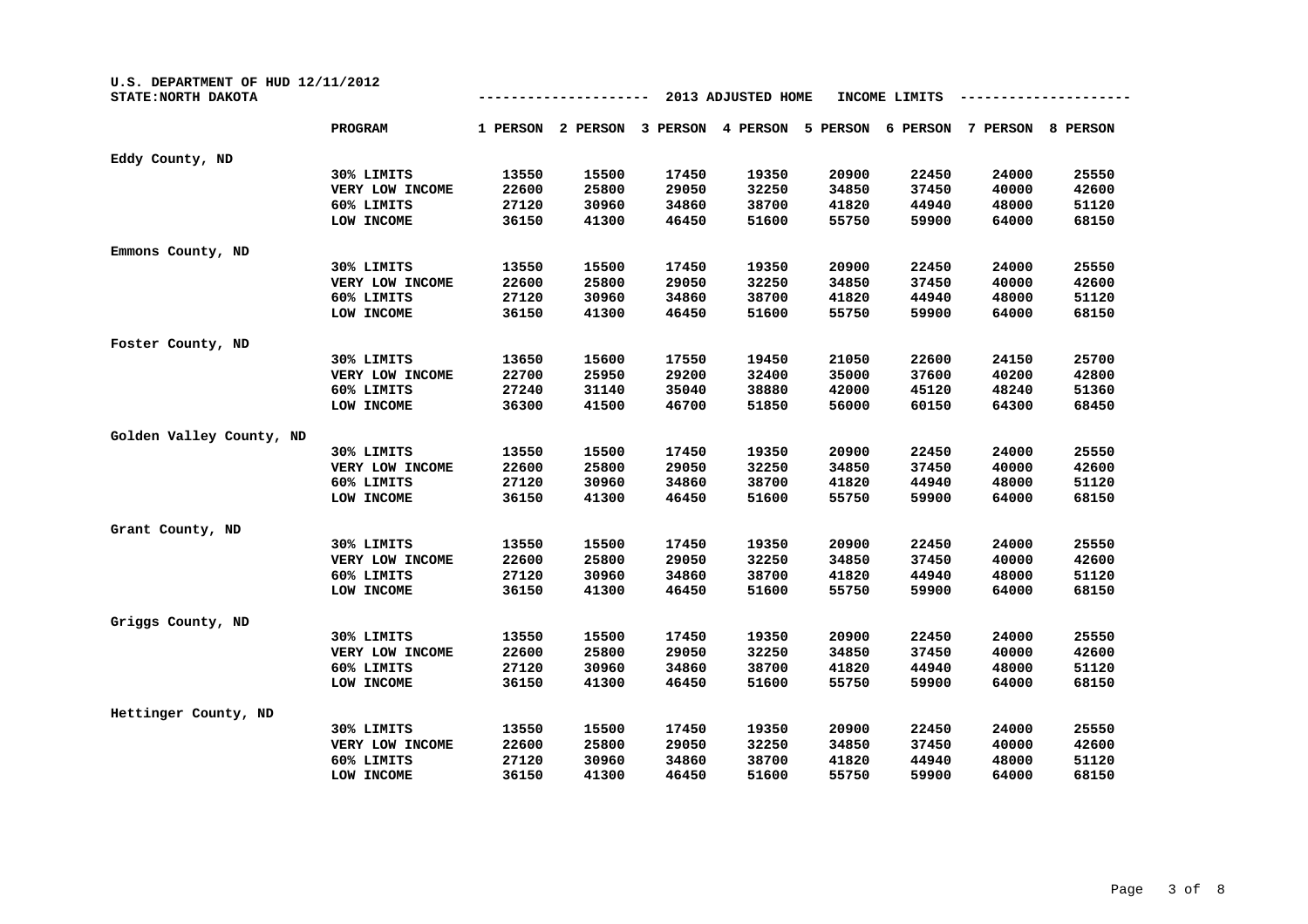U.S. DEPARTMENT OF HUD 12/11/2012
STATE:NORTH DAKOTA

2013 ADJUSTED HOME INCOME LIMITS

| | PROGRAM | 1 PERSON | 2 PERSON | 3 PERSON | 4 PERSON | 5 PERSON | 6 PERSON | 7 PERSON | 8 PERSON |
|---|---|---|---|---|---|---|---|---|---|
| Eddy County, ND | | | | | | | | | |
| | 30% LIMITS | 13550 | 15500 | 17450 | 19350 | 20900 | 22450 | 24000 | 25550 |
| | VERY LOW INCOME | 22600 | 25800 | 29050 | 32250 | 34850 | 37450 | 40000 | 42600 |
| | 60% LIMITS | 27120 | 30960 | 34860 | 38700 | 41820 | 44940 | 48000 | 51120 |
| | LOW INCOME | 36150 | 41300 | 46450 | 51600 | 55750 | 59900 | 64000 | 68150 |
| Emmons County, ND | | | | | | | | | |
| | 30% LIMITS | 13550 | 15500 | 17450 | 19350 | 20900 | 22450 | 24000 | 25550 |
| | VERY LOW INCOME | 22600 | 25800 | 29050 | 32250 | 34850 | 37450 | 40000 | 42600 |
| | 60% LIMITS | 27120 | 30960 | 34860 | 38700 | 41820 | 44940 | 48000 | 51120 |
| | LOW INCOME | 36150 | 41300 | 46450 | 51600 | 55750 | 59900 | 64000 | 68150 |
| Foster County, ND | | | | | | | | | |
| | 30% LIMITS | 13650 | 15600 | 17550 | 19450 | 21050 | 22600 | 24150 | 25700 |
| | VERY LOW INCOME | 22700 | 25950 | 29200 | 32400 | 35000 | 37600 | 40200 | 42800 |
| | 60% LIMITS | 27240 | 31140 | 35040 | 38880 | 42000 | 45120 | 48240 | 51360 |
| | LOW INCOME | 36300 | 41500 | 46700 | 51850 | 56000 | 60150 | 64300 | 68450 |
| Golden Valley County, ND | | | | | | | | | |
| | 30% LIMITS | 13550 | 15500 | 17450 | 19350 | 20900 | 22450 | 24000 | 25550 |
| | VERY LOW INCOME | 22600 | 25800 | 29050 | 32250 | 34850 | 37450 | 40000 | 42600 |
| | 60% LIMITS | 27120 | 30960 | 34860 | 38700 | 41820 | 44940 | 48000 | 51120 |
| | LOW INCOME | 36150 | 41300 | 46450 | 51600 | 55750 | 59900 | 64000 | 68150 |
| Grant County, ND | | | | | | | | | |
| | 30% LIMITS | 13550 | 15500 | 17450 | 19350 | 20900 | 22450 | 24000 | 25550 |
| | VERY LOW INCOME | 22600 | 25800 | 29050 | 32250 | 34850 | 37450 | 40000 | 42600 |
| | 60% LIMITS | 27120 | 30960 | 34860 | 38700 | 41820 | 44940 | 48000 | 51120 |
| | LOW INCOME | 36150 | 41300 | 46450 | 51600 | 55750 | 59900 | 64000 | 68150 |
| Griggs County, ND | | | | | | | | | |
| | 30% LIMITS | 13550 | 15500 | 17450 | 19350 | 20900 | 22450 | 24000 | 25550 |
| | VERY LOW INCOME | 22600 | 25800 | 29050 | 32250 | 34850 | 37450 | 40000 | 42600 |
| | 60% LIMITS | 27120 | 30960 | 34860 | 38700 | 41820 | 44940 | 48000 | 51120 |
| | LOW INCOME | 36150 | 41300 | 46450 | 51600 | 55750 | 59900 | 64000 | 68150 |
| Hettinger County, ND | | | | | | | | | |
| | 30% LIMITS | 13550 | 15500 | 17450 | 19350 | 20900 | 22450 | 24000 | 25550 |
| | VERY LOW INCOME | 22600 | 25800 | 29050 | 32250 | 34850 | 37450 | 40000 | 42600 |
| | 60% LIMITS | 27120 | 30960 | 34860 | 38700 | 41820 | 44940 | 48000 | 51120 |
| | LOW INCOME | 36150 | 41300 | 46450 | 51600 | 55750 | 59900 | 64000 | 68150 |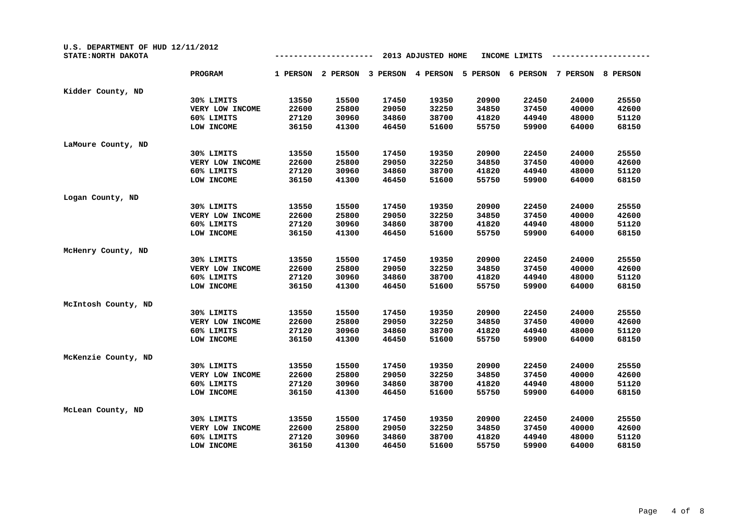U.S. DEPARTMENT OF HUD 12/11/2012
STATE:NORTH DAKOTA

2013 ADJUSTED HOME INCOME LIMITS

| | PROGRAM | 1 PERSON | 2 PERSON | 3 PERSON | 4 PERSON | 5 PERSON | 6 PERSON | 7 PERSON | 8 PERSON |
|---|---|---|---|---|---|---|---|---|---|
| Kidder County, ND | | | | | | | | | |
| | 30% LIMITS | 13550 | 15500 | 17450 | 19350 | 20900 | 22450 | 24000 | 25550 |
| | VERY LOW INCOME | 22600 | 25800 | 29050 | 32250 | 34850 | 37450 | 40000 | 42600 |
| | 60% LIMITS | 27120 | 30960 | 34860 | 38700 | 41820 | 44940 | 48000 | 51120 |
| | LOW INCOME | 36150 | 41300 | 46450 | 51600 | 55750 | 59900 | 64000 | 68150 |
| LaMoure County, ND | | | | | | | | | |
| | 30% LIMITS | 13550 | 15500 | 17450 | 19350 | 20900 | 22450 | 24000 | 25550 |
| | VERY LOW INCOME | 22600 | 25800 | 29050 | 32250 | 34850 | 37450 | 40000 | 42600 |
| | 60% LIMITS | 27120 | 30960 | 34860 | 38700 | 41820 | 44940 | 48000 | 51120 |
| | LOW INCOME | 36150 | 41300 | 46450 | 51600 | 55750 | 59900 | 64000 | 68150 |
| Logan County, ND | | | | | | | | | |
| | 30% LIMITS | 13550 | 15500 | 17450 | 19350 | 20900 | 22450 | 24000 | 25550 |
| | VERY LOW INCOME | 22600 | 25800 | 29050 | 32250 | 34850 | 37450 | 40000 | 42600 |
| | 60% LIMITS | 27120 | 30960 | 34860 | 38700 | 41820 | 44940 | 48000 | 51120 |
| | LOW INCOME | 36150 | 41300 | 46450 | 51600 | 55750 | 59900 | 64000 | 68150 |
| McHenry County, ND | | | | | | | | | |
| | 30% LIMITS | 13550 | 15500 | 17450 | 19350 | 20900 | 22450 | 24000 | 25550 |
| | VERY LOW INCOME | 22600 | 25800 | 29050 | 32250 | 34850 | 37450 | 40000 | 42600 |
| | 60% LIMITS | 27120 | 30960 | 34860 | 38700 | 41820 | 44940 | 48000 | 51120 |
| | LOW INCOME | 36150 | 41300 | 46450 | 51600 | 55750 | 59900 | 64000 | 68150 |
| McIntosh County, ND | | | | | | | | | |
| | 30% LIMITS | 13550 | 15500 | 17450 | 19350 | 20900 | 22450 | 24000 | 25550 |
| | VERY LOW INCOME | 22600 | 25800 | 29050 | 32250 | 34850 | 37450 | 40000 | 42600 |
| | 60% LIMITS | 27120 | 30960 | 34860 | 38700 | 41820 | 44940 | 48000 | 51120 |
| | LOW INCOME | 36150 | 41300 | 46450 | 51600 | 55750 | 59900 | 64000 | 68150 |
| McKenzie County, ND | | | | | | | | | |
| | 30% LIMITS | 13550 | 15500 | 17450 | 19350 | 20900 | 22450 | 24000 | 25550 |
| | VERY LOW INCOME | 22600 | 25800 | 29050 | 32250 | 34850 | 37450 | 40000 | 42600 |
| | 60% LIMITS | 27120 | 30960 | 34860 | 38700 | 41820 | 44940 | 48000 | 51120 |
| | LOW INCOME | 36150 | 41300 | 46450 | 51600 | 55750 | 59900 | 64000 | 68150 |
| McLean County, ND | | | | | | | | | |
| | 30% LIMITS | 13550 | 15500 | 17450 | 19350 | 20900 | 22450 | 24000 | 25550 |
| | VERY LOW INCOME | 22600 | 25800 | 29050 | 32250 | 34850 | 37450 | 40000 | 42600 |
| | 60% LIMITS | 27120 | 30960 | 34860 | 38700 | 41820 | 44940 | 48000 | 51120 |
| | LOW INCOME | 36150 | 41300 | 46450 | 51600 | 55750 | 59900 | 64000 | 68150 |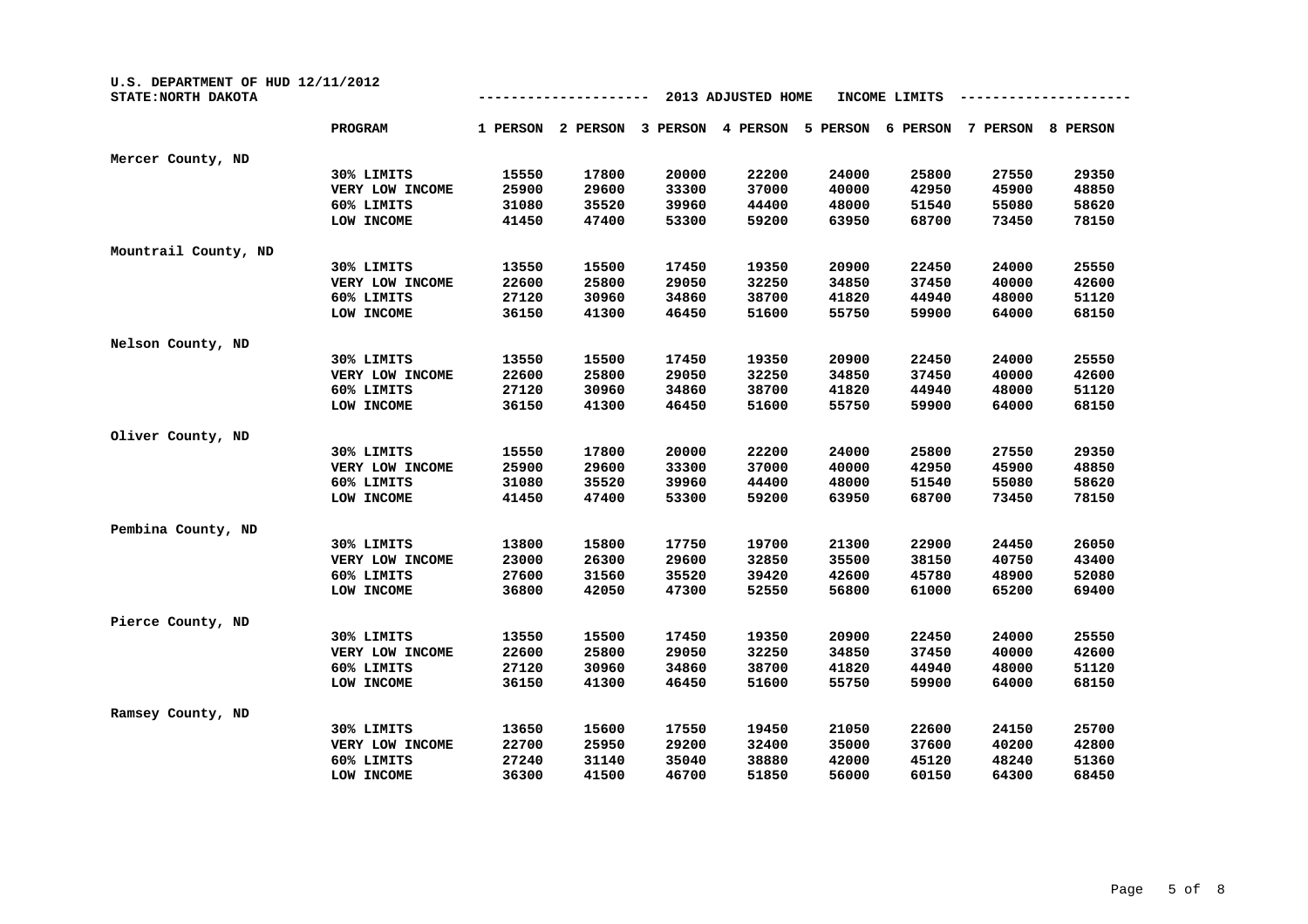U.S. DEPARTMENT OF HUD 12/11/2012
STATE:NORTH DAKOTA

2013 ADJUSTED HOME INCOME LIMITS

| | PROGRAM | 1 PERSON | 2 PERSON | 3 PERSON | 4 PERSON | 5 PERSON | 6 PERSON | 7 PERSON | 8 PERSON |
|---|---|---|---|---|---|---|---|---|---|
| Mercer County, ND | | | | | | | | | |
| | 30% LIMITS | 15550 | 17800 | 20000 | 22200 | 24000 | 25800 | 27550 | 29350 |
| | VERY LOW INCOME | 25900 | 29600 | 33300 | 37000 | 40000 | 42950 | 45900 | 48850 |
| | 60% LIMITS | 31080 | 35520 | 39960 | 44400 | 48000 | 51540 | 55080 | 58620 |
| | LOW INCOME | 41450 | 47400 | 53300 | 59200 | 63950 | 68700 | 73450 | 78150 |
| Mountrail County, ND | | | | | | | | | |
| | 30% LIMITS | 13550 | 15500 | 17450 | 19350 | 20900 | 22450 | 24000 | 25550 |
| | VERY LOW INCOME | 22600 | 25800 | 29050 | 32250 | 34850 | 37450 | 40000 | 42600 |
| | 60% LIMITS | 27120 | 30960 | 34860 | 38700 | 41820 | 44940 | 48000 | 51120 |
| | LOW INCOME | 36150 | 41300 | 46450 | 51600 | 55750 | 59900 | 64000 | 68150 |
| Nelson County, ND | | | | | | | | | |
| | 30% LIMITS | 13550 | 15500 | 17450 | 19350 | 20900 | 22450 | 24000 | 25550 |
| | VERY LOW INCOME | 22600 | 25800 | 29050 | 32250 | 34850 | 37450 | 40000 | 42600 |
| | 60% LIMITS | 27120 | 30960 | 34860 | 38700 | 41820 | 44940 | 48000 | 51120 |
| | LOW INCOME | 36150 | 41300 | 46450 | 51600 | 55750 | 59900 | 64000 | 68150 |
| Oliver County, ND | | | | | | | | | |
| | 30% LIMITS | 15550 | 17800 | 20000 | 22200 | 24000 | 25800 | 27550 | 29350 |
| | VERY LOW INCOME | 25900 | 29600 | 33300 | 37000 | 40000 | 42950 | 45900 | 48850 |
| | 60% LIMITS | 31080 | 35520 | 39960 | 44400 | 48000 | 51540 | 55080 | 58620 |
| | LOW INCOME | 41450 | 47400 | 53300 | 59200 | 63950 | 68700 | 73450 | 78150 |
| Pembina County, ND | | | | | | | | | |
| | 30% LIMITS | 13800 | 15800 | 17750 | 19700 | 21300 | 22900 | 24450 | 26050 |
| | VERY LOW INCOME | 23000 | 26300 | 29600 | 32850 | 35500 | 38150 | 40750 | 43400 |
| | 60% LIMITS | 27600 | 31560 | 35520 | 39420 | 42600 | 45780 | 48900 | 52080 |
| | LOW INCOME | 36800 | 42050 | 47300 | 52550 | 56800 | 61000 | 65200 | 69400 |
| Pierce County, ND | | | | | | | | | |
| | 30% LIMITS | 13550 | 15500 | 17450 | 19350 | 20900 | 22450 | 24000 | 25550 |
| | VERY LOW INCOME | 22600 | 25800 | 29050 | 32250 | 34850 | 37450 | 40000 | 42600 |
| | 60% LIMITS | 27120 | 30960 | 34860 | 38700 | 41820 | 44940 | 48000 | 51120 |
| | LOW INCOME | 36150 | 41300 | 46450 | 51600 | 55750 | 59900 | 64000 | 68150 |
| Ramsey County, ND | | | | | | | | | |
| | 30% LIMITS | 13650 | 15600 | 17550 | 19450 | 21050 | 22600 | 24150 | 25700 |
| | VERY LOW INCOME | 22700 | 25950 | 29200 | 32400 | 35000 | 37600 | 40200 | 42800 |
| | 60% LIMITS | 27240 | 31140 | 35040 | 38880 | 42000 | 45120 | 48240 | 51360 |
| | LOW INCOME | 36300 | 41500 | 46700 | 51850 | 56000 | 60150 | 64300 | 68450 |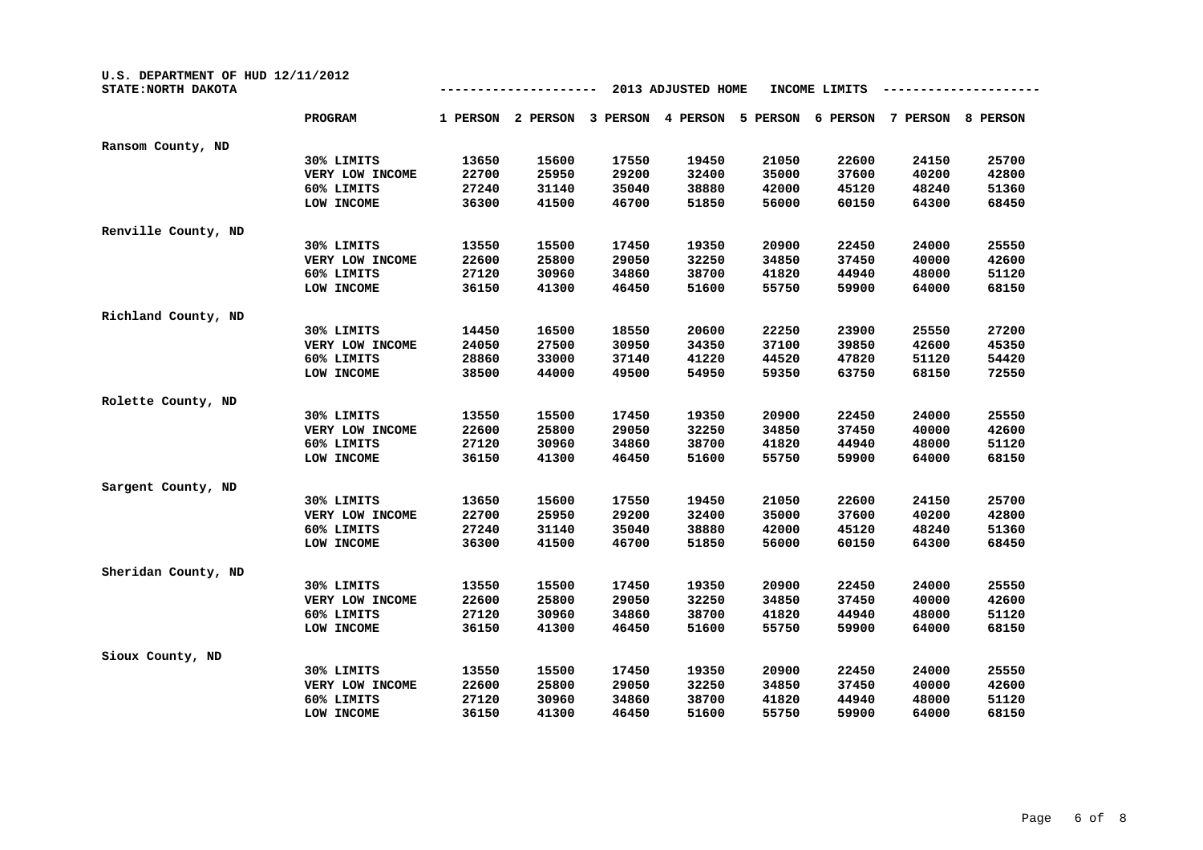U.S. DEPARTMENT OF HUD 12/11/2012
STATE: NORTH DAKOTA

2013 ADJUSTED HOME INCOME LIMITS

| | PROGRAM | 1 PERSON | 2 PERSON | 3 PERSON | 4 PERSON | 5 PERSON | 6 PERSON | 7 PERSON | 8 PERSON |
|---|---|---|---|---|---|---|---|---|---|
| Ransom County, ND | | | | | | | | | |
| | 30% LIMITS | 13650 | 15600 | 17550 | 19450 | 21050 | 22600 | 24150 | 25700 |
| | VERY LOW INCOME | 22700 | 25950 | 29200 | 32400 | 35000 | 37600 | 40200 | 42800 |
| | 60% LIMITS | 27240 | 31140 | 35040 | 38880 | 42000 | 45120 | 48240 | 51360 |
| | LOW INCOME | 36300 | 41500 | 46700 | 51850 | 56000 | 60150 | 64300 | 68450 |
| Renville County, ND | | | | | | | | | |
| | 30% LIMITS | 13550 | 15500 | 17450 | 19350 | 20900 | 22450 | 24000 | 25550 |
| | VERY LOW INCOME | 22600 | 25800 | 29050 | 32250 | 34850 | 37450 | 40000 | 42600 |
| | 60% LIMITS | 27120 | 30960 | 34860 | 38700 | 41820 | 44940 | 48000 | 51120 |
| | LOW INCOME | 36150 | 41300 | 46450 | 51600 | 55750 | 59900 | 64000 | 68150 |
| Richland County, ND | | | | | | | | | |
| | 30% LIMITS | 14450 | 16500 | 18550 | 20600 | 22250 | 23900 | 25550 | 27200 |
| | VERY LOW INCOME | 24050 | 27500 | 30950 | 34350 | 37100 | 39850 | 42600 | 45350 |
| | 60% LIMITS | 28860 | 33000 | 37140 | 41220 | 44520 | 47820 | 51120 | 54420 |
| | LOW INCOME | 38500 | 44000 | 49500 | 54950 | 59350 | 63750 | 68150 | 72550 |
| Rolette County, ND | | | | | | | | | |
| | 30% LIMITS | 13550 | 15500 | 17450 | 19350 | 20900 | 22450 | 24000 | 25550 |
| | VERY LOW INCOME | 22600 | 25800 | 29050 | 32250 | 34850 | 37450 | 40000 | 42600 |
| | 60% LIMITS | 27120 | 30960 | 34860 | 38700 | 41820 | 44940 | 48000 | 51120 |
| | LOW INCOME | 36150 | 41300 | 46450 | 51600 | 55750 | 59900 | 64000 | 68150 |
| Sargent County, ND | | | | | | | | | |
| | 30% LIMITS | 13650 | 15600 | 17550 | 19450 | 21050 | 22600 | 24150 | 25700 |
| | VERY LOW INCOME | 22700 | 25950 | 29200 | 32400 | 35000 | 37600 | 40200 | 42800 |
| | 60% LIMITS | 27240 | 31140 | 35040 | 38880 | 42000 | 45120 | 48240 | 51360 |
| | LOW INCOME | 36300 | 41500 | 46700 | 51850 | 56000 | 60150 | 64300 | 68450 |
| Sheridan County, ND | | | | | | | | | |
| | 30% LIMITS | 13550 | 15500 | 17450 | 19350 | 20900 | 22450 | 24000 | 25550 |
| | VERY LOW INCOME | 22600 | 25800 | 29050 | 32250 | 34850 | 37450 | 40000 | 42600 |
| | 60% LIMITS | 27120 | 30960 | 34860 | 38700 | 41820 | 44940 | 48000 | 51120 |
| | LOW INCOME | 36150 | 41300 | 46450 | 51600 | 55750 | 59900 | 64000 | 68150 |
| Sioux County, ND | | | | | | | | | |
| | 30% LIMITS | 13550 | 15500 | 17450 | 19350 | 20900 | 22450 | 24000 | 25550 |
| | VERY LOW INCOME | 22600 | 25800 | 29050 | 32250 | 34850 | 37450 | 40000 | 42600 |
| | 60% LIMITS | 27120 | 30960 | 34860 | 38700 | 41820 | 44940 | 48000 | 51120 |
| | LOW INCOME | 36150 | 41300 | 46450 | 51600 | 55750 | 59900 | 64000 | 68150 |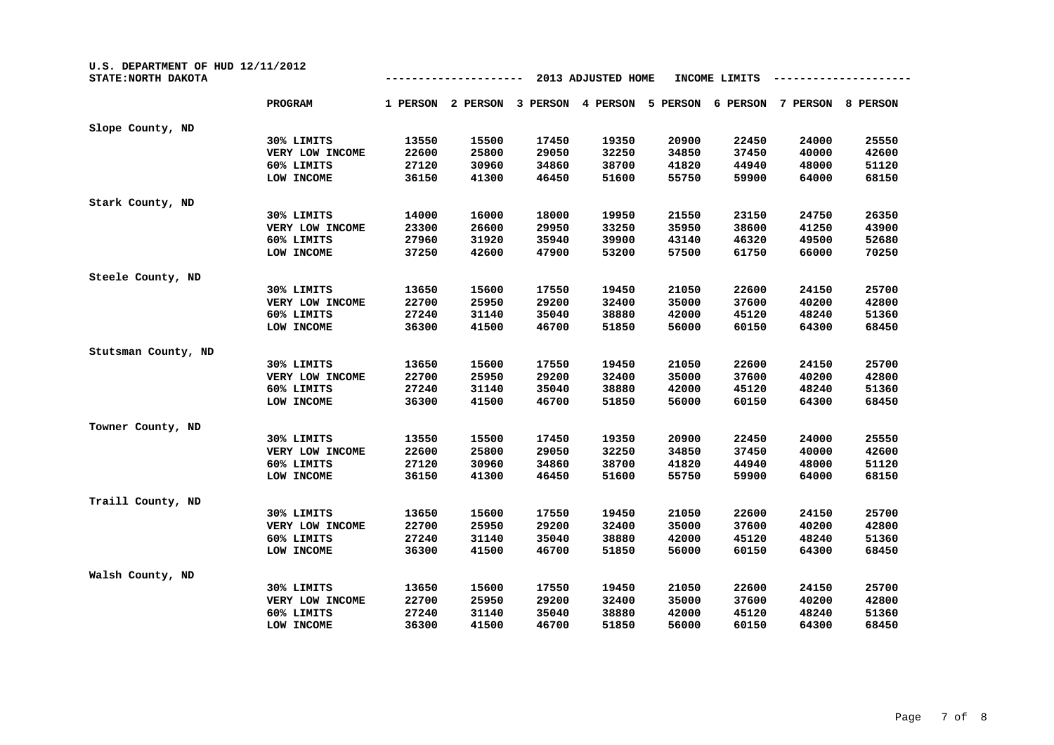U.S. DEPARTMENT OF HUD 12/11/2012
STATE:NORTH DAKOTA

2013 ADJUSTED HOME INCOME LIMITS

| | PROGRAM | 1 PERSON | 2 PERSON | 3 PERSON | 4 PERSON | 5 PERSON | 6 PERSON | 7 PERSON | 8 PERSON |
|---|---|---|---|---|---|---|---|---|---|
| Slope County, ND | | | | | | | | | |
| | 30% LIMITS | 13550 | 15500 | 17450 | 19350 | 20900 | 22450 | 24000 | 25550 |
| | VERY LOW INCOME | 22600 | 25800 | 29050 | 32250 | 34850 | 37450 | 40000 | 42600 |
| | 60% LIMITS | 27120 | 30960 | 34860 | 38700 | 41820 | 44940 | 48000 | 51120 |
| | LOW INCOME | 36150 | 41300 | 46450 | 51600 | 55750 | 59900 | 64000 | 68150 |
| Stark County, ND | | | | | | | | | |
| | 30% LIMITS | 14000 | 16000 | 18000 | 19950 | 21550 | 23150 | 24750 | 26350 |
| | VERY LOW INCOME | 23300 | 26600 | 29950 | 33250 | 35950 | 38600 | 41250 | 43900 |
| | 60% LIMITS | 27960 | 31920 | 35940 | 39900 | 43140 | 46320 | 49500 | 52680 |
| | LOW INCOME | 37250 | 42600 | 47900 | 53200 | 57500 | 61750 | 66000 | 70250 |
| Steele County, ND | | | | | | | | | |
| | 30% LIMITS | 13650 | 15600 | 17550 | 19450 | 21050 | 22600 | 24150 | 25700 |
| | VERY LOW INCOME | 22700 | 25950 | 29200 | 32400 | 35000 | 37600 | 40200 | 42800 |
| | 60% LIMITS | 27240 | 31140 | 35040 | 38880 | 42000 | 45120 | 48240 | 51360 |
| | LOW INCOME | 36300 | 41500 | 46700 | 51850 | 56000 | 60150 | 64300 | 68450 |
| Stutsman County, ND | | | | | | | | | |
| | 30% LIMITS | 13650 | 15600 | 17550 | 19450 | 21050 | 22600 | 24150 | 25700 |
| | VERY LOW INCOME | 22700 | 25950 | 29200 | 32400 | 35000 | 37600 | 40200 | 42800 |
| | 60% LIMITS | 27240 | 31140 | 35040 | 38880 | 42000 | 45120 | 48240 | 51360 |
| | LOW INCOME | 36300 | 41500 | 46700 | 51850 | 56000 | 60150 | 64300 | 68450 |
| Towner County, ND | | | | | | | | | |
| | 30% LIMITS | 13550 | 15500 | 17450 | 19350 | 20900 | 22450 | 24000 | 25550 |
| | VERY LOW INCOME | 22600 | 25800 | 29050 | 32250 | 34850 | 37450 | 40000 | 42600 |
| | 60% LIMITS | 27120 | 30960 | 34860 | 38700 | 41820 | 44940 | 48000 | 51120 |
| | LOW INCOME | 36150 | 41300 | 46450 | 51600 | 55750 | 59900 | 64000 | 68150 |
| Traill County, ND | | | | | | | | | |
| | 30% LIMITS | 13650 | 15600 | 17550 | 19450 | 21050 | 22600 | 24150 | 25700 |
| | VERY LOW INCOME | 22700 | 25950 | 29200 | 32400 | 35000 | 37600 | 40200 | 42800 |
| | 60% LIMITS | 27240 | 31140 | 35040 | 38880 | 42000 | 45120 | 48240 | 51360 |
| | LOW INCOME | 36300 | 41500 | 46700 | 51850 | 56000 | 60150 | 64300 | 68450 |
| Walsh County, ND | | | | | | | | | |
| | 30% LIMITS | 13650 | 15600 | 17550 | 19450 | 21050 | 22600 | 24150 | 25700 |
| | VERY LOW INCOME | 22700 | 25950 | 29200 | 32400 | 35000 | 37600 | 40200 | 42800 |
| | 60% LIMITS | 27240 | 31140 | 35040 | 38880 | 42000 | 45120 | 48240 | 51360 |
| | LOW INCOME | 36300 | 41500 | 46700 | 51850 | 56000 | 60150 | 64300 | 68450 |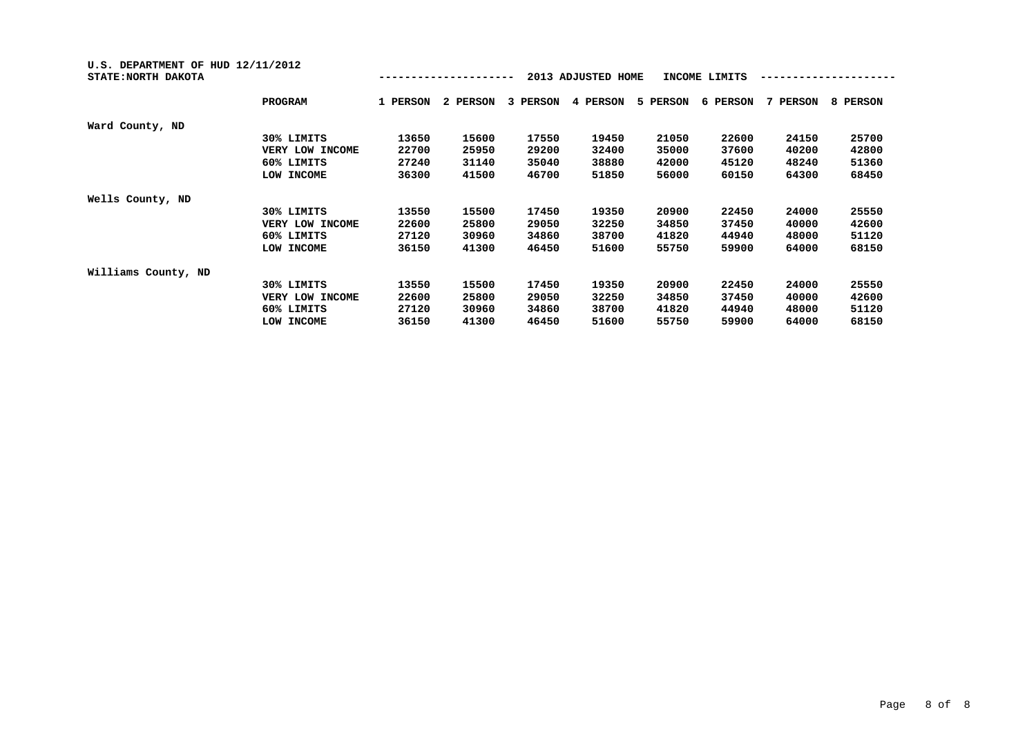U.S. DEPARTMENT OF HUD 12/11/2012
STATE:NORTH DAKOTA

2013 ADJUSTED HOME INCOME LIMITS

| | PROGRAM | 1 PERSON | 2 PERSON | 3 PERSON | 4 PERSON | 5 PERSON | 6 PERSON | 7 PERSON | 8 PERSON |
|---|---|---|---|---|---|---|---|---|---|
| Ward County, ND | | | | | | | | | |
| | 30% LIMITS | 13650 | 15600 | 17550 | 19450 | 21050 | 22600 | 24150 | 25700 |
| | VERY LOW INCOME | 22700 | 25950 | 29200 | 32400 | 35000 | 37600 | 40200 | 42800 |
| | 60% LIMITS | 27240 | 31140 | 35040 | 38880 | 42000 | 45120 | 48240 | 51360 |
| | LOW INCOME | 36300 | 41500 | 46700 | 51850 | 56000 | 60150 | 64300 | 68450 |
| Wells County, ND | | | | | | | | | |
| | 30% LIMITS | 13550 | 15500 | 17450 | 19350 | 20900 | 22450 | 24000 | 25550 |
| | VERY LOW INCOME | 22600 | 25800 | 29050 | 32250 | 34850 | 37450 | 40000 | 42600 |
| | 60% LIMITS | 27120 | 30960 | 34860 | 38700 | 41820 | 44940 | 48000 | 51120 |
| | LOW INCOME | 36150 | 41300 | 46450 | 51600 | 55750 | 59900 | 64000 | 68150 |
| Williams County, ND | | | | | | | | | |
| | 30% LIMITS | 13550 | 15500 | 17450 | 19350 | 20900 | 22450 | 24000 | 25550 |
| | VERY LOW INCOME | 22600 | 25800 | 29050 | 32250 | 34850 | 37450 | 40000 | 42600 |
| | 60% LIMITS | 27120 | 30960 | 34860 | 38700 | 41820 | 44940 | 48000 | 51120 |
| | LOW INCOME | 36150 | 41300 | 46450 | 51600 | 55750 | 59900 | 64000 | 68150 |